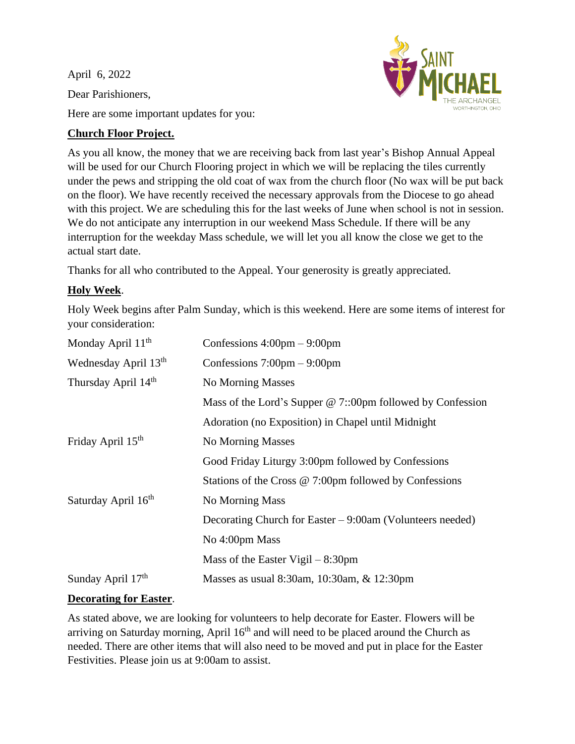April 6, 2022

Dear Parishioners,

Here are some important updates for you:

**Church Floor Project.**

As you all know, the money that we are receiving back from last year's Bishop Annual Appeal will be used for our Church Flooring project in which we will be replacing the tiles currently under the pews and stripping the old coat of wax from the church floor (No wax will be put back on the floor). We have recently received the necessary approvals from the Diocese to go ahead with this project. We are scheduling this for the last weeks of June when school is not in session. We do not anticipate any interruption in our weekend Mass Schedule. If there will be any interruption for the weekday Mass schedule, we will let you all know the close we get to the actual start date.

Thanks for all who contributed to the Appeal. Your generosity is greatly appreciated.

**Holy Week**.

Holy Week begins after Palm Sunday, which is this weekend. Here are some items of interest for your consideration:

| | |
|---|---|
| Monday April 11th | Confessions 4:00pm – 9:00pm |
| Wednesday April 13th | Confessions 7:00pm – 9:00pm |
| Thursday April 14th | No Morning Masses |
| | Mass of the Lord's Supper @ 7::00pm followed by Confession |
| | Adoration (no Exposition) in Chapel until Midnight |
| Friday April 15th | No Morning Masses |
| | Good Friday Liturgy 3:00pm followed by Confessions |
| | Stations of the Cross @ 7:00pm followed by Confessions |
| Saturday April 16th | No Morning Mass |
| | Decorating Church for Easter – 9:00am (Volunteers needed) |
| | No 4:00pm Mass |
| | Mass of the Easter Vigil – 8:30pm |
| Sunday April 17th | Masses as usual 8:30am, 10:30am, & 12:30pm |

**Decorating for Easter**.

As stated above, we are looking for volunteers to help decorate for Easter. Flowers will be arriving on Saturday morning, April 16th and will need to be placed around the Church as needed. There are other items that will also need to be moved and put in place for the Easter Festivities. Please join us at 9:00am to assist.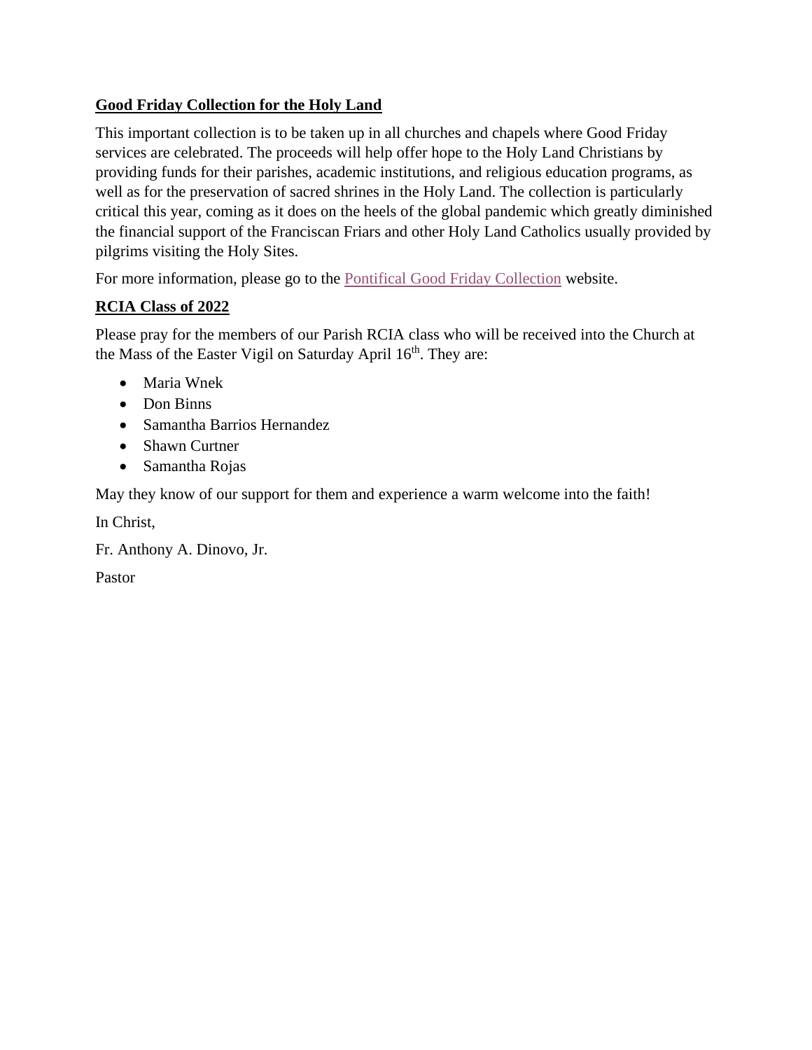**Good Friday Collection for the Holy Land**

This important collection is to be taken up in all churches and chapels where Good Friday services are celebrated. The proceeds will help offer hope to the Holy Land Christians by providing funds for their parishes, academic institutions, and religious education programs, as well as for the preservation of sacred shrines in the Holy Land. The collection is particularly critical this year, coming as it does on the heels of the global pandemic which greatly diminished the financial support of the Franciscan Friars and other Holy Land Catholics usually provided by pilgrims visiting the Holy Sites.

For more information, please go to the Pontifical Good Friday Collection website.

**RCIA Class of 2022**

Please pray for the members of our Parish RCIA class who will be received into the Church at the Mass of the Easter Vigil on Saturday April 16th. They are:

- Maria Wnek
- Don Binns
- Samantha Barrios Hernandez
- Shawn Curtner
- Samantha Rojas

May they know of our support for them and experience a warm welcome into the faith!

In Christ,

Fr. Anthony A. Dinovo, Jr.

Pastor